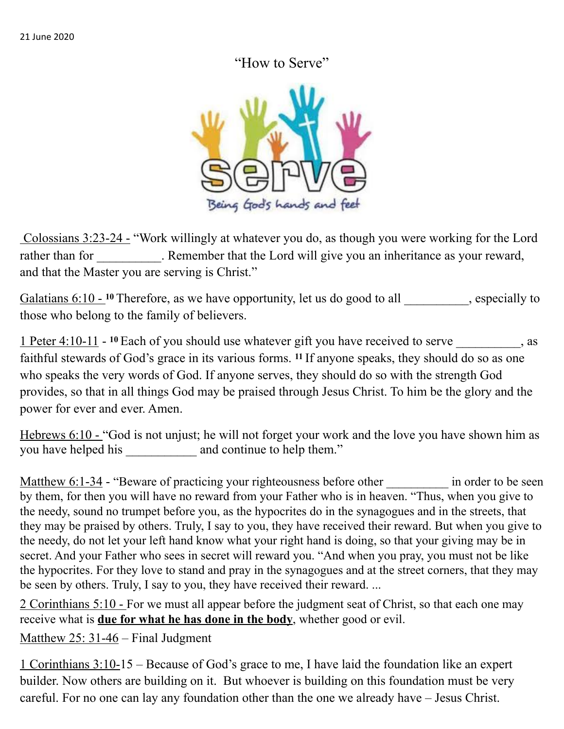21 June 2020

# "How to Serve"

Colossians 3:23-24 - "Work willingly at whatever you do, as though you were working for the Lord rather than for __________. Remember that the Lord will give you an inheritance as your reward, and that the Master you are serving is Christ."

Galatians 6:10 - [10] Therefore, as we have opportunity, let us do good to all __________, especially to those who belong to the family of believers.

1 Peter 4:10-11 - [10] Each of you should use whatever gift you have received to serve __________, as faithful stewards of God's grace in its various forms. [11] If anyone speaks, they should do so as one who speaks the very words of God. If anyone serves, they should do so with the strength God provides, so that in all things God may be praised through Jesus Christ. To him be the glory and the power for ever and ever. Amen.

Hebrews 6:10 - "God is not unjust; he will not forget your work and the love you have shown him as you have helped his ___________ and continue to help them."

Matthew 6:1-34 - "Beware of practicing your righteousness before other __________ in order to be seen by them, for then you will have no reward from your Father who is in heaven. "Thus, when you give to the needy, sound no trumpet before you, as the hypocrites do in the synagogues and in the streets, that they may be praised by others. Truly, I say to you, they have received their reward. But when you give to the needy, do not let your left hand know what your right hand is doing, so that your giving may be in secret. And your Father who sees in secret will reward you. "And when you pray, you must not be like the hypocrites. For they love to stand and pray in the synagogues and at the street corners, that they may be seen by others. Truly, I say to you, they have received their reward. ...

2 Corinthians 5:10 - For we must all appear before the judgment seat of Christ, so that each one may receive what is **due for what he has done in the body**, whether good or evil.

Matthew 25: 31-46 – Final Judgment

1 Corinthians 3:10-15 – Because of God's grace to me, I have laid the foundation like an expert builder. Now others are building on it. But whoever is building on this foundation must be very careful. For no one can lay any foundation other than the one we already have – Jesus Christ.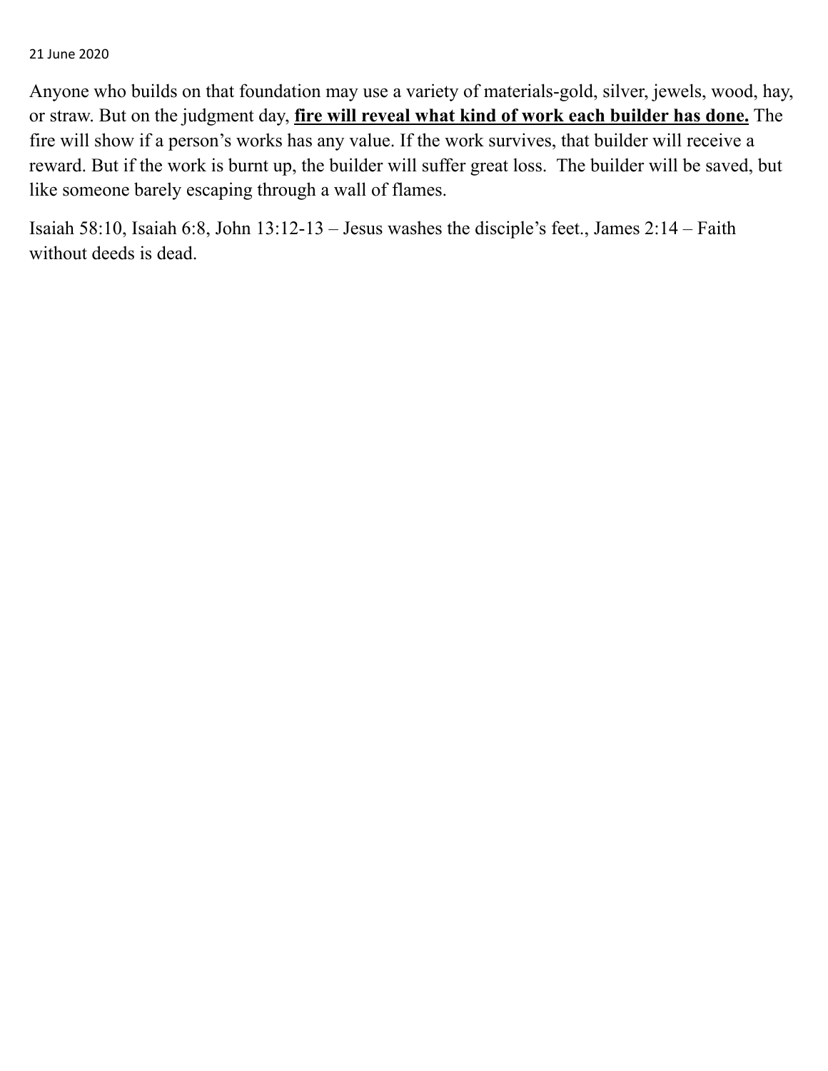21 June 2020

Anyone who builds on that foundation may use a variety of materials-gold, silver, jewels, wood, hay, or straw. But on the judgment day, **fire will reveal what kind of work each builder has done.** The fire will show if a person's works has any value. If the work survives, that builder will receive a reward. But if the work is burnt up, the builder will suffer great loss.  The builder will be saved, but like someone barely escaping through a wall of flames.

Isaiah 58:10, Isaiah 6:8, John 13:12-13 – Jesus washes the disciple's feet., James 2:14 – Faith without deeds is dead.